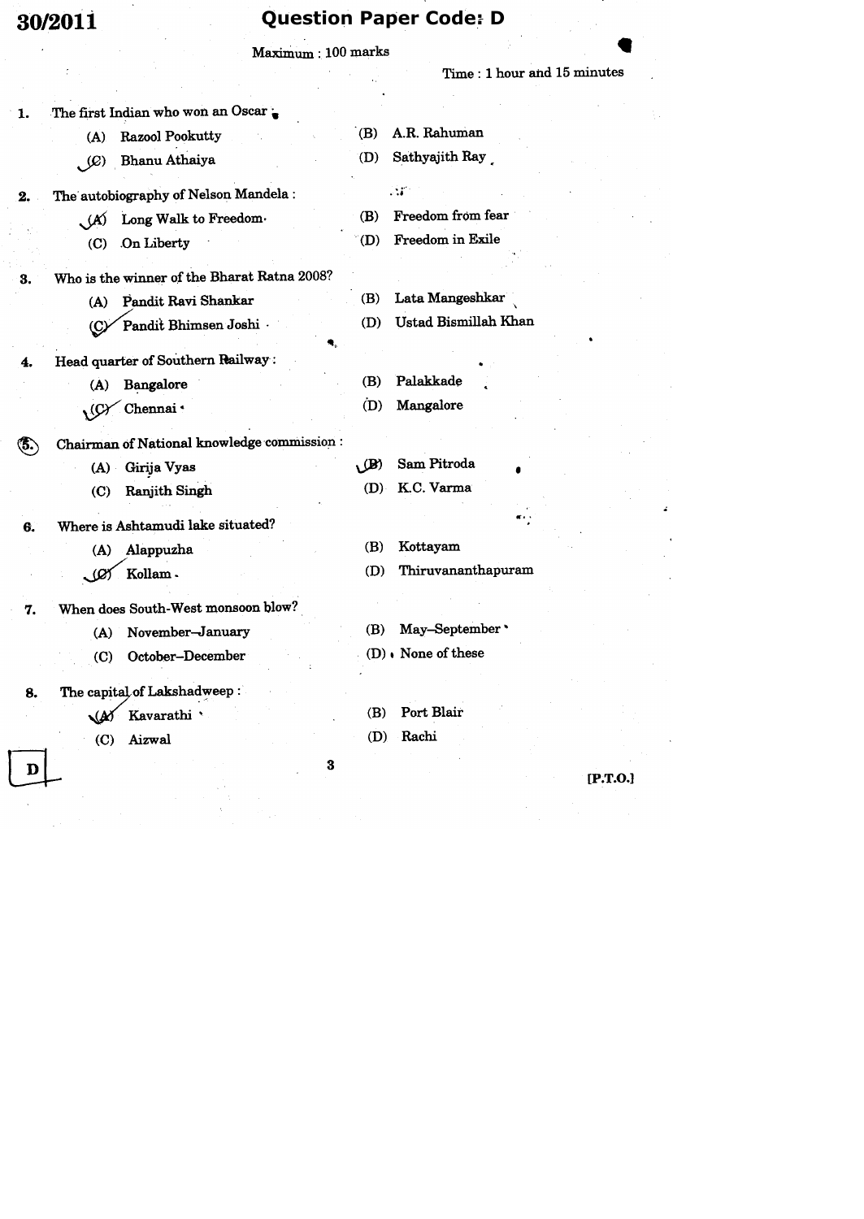**30/2011** **Question Paper Code: D**

Maximum : 100 marks

Time : 1 hour and 15 minutes

1. The first Indian who won an Oscar :
   - (A) Razool Pookutty
   - (B) A.R. Rahuman
   - (C) Bhanu Athaiya
   - (D) Sathyajith Ray

2. The autobiography of Nelson Mandela :
   - (A) Long Walk to Freedom
   - (B) Freedom from fear
   - (C) On Liberty
   - (D) Freedom in Exile

3. Who is the winner of the Bharat Ratna 2008?
   - (A) Pandit Ravi Shankar
   - (B) Lata Mangeshkar
   - (C) Pandit Bhimsen Joshi
   - (D) Ustad Bismillah Khan

4. Head quarter of Southern Railway :
   - (A) Bangalore
   - (B) Palakkade
   - (C) Chennai
   - (D) Mangalore

5. Chairman of National knowledge commission :
   - (A) Girija Vyas
   - (B) Sam Pitroda
   - (C) Ranjith Singh
   - (D) K.C. Varma

6. Where is Ashtamudi lake situated?
   - (A) Alappuzha
   - (B) Kottayam
   - (C) Kollam
   - (D) Thiruvananthapuram

7. When does South-West monsoon blow?
   - (A) November–January
   - (B) May–September
   - (C) October–December
   - (D) None of these

8. The capital of Lakshadweep :
   - (A) Kavarathi
   - (B) Port Blair
   - (C) Aizwal
   - (D) Rachi

D

[P.T.O.]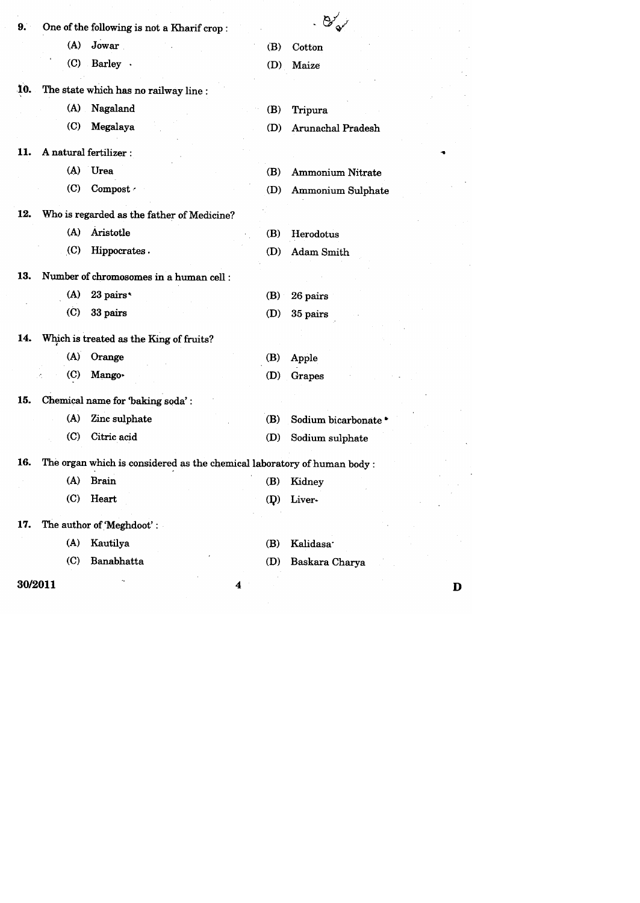9. One of the following is not a Kharif crop :

   (A) Jowar
   (B) Cotton
   (C) Barley
   (D) Maize

10. The state which has no railway line :

    (A) Nagaland
    (B) Tripura
    (C) Megalaya
    (D) Arunachal Pradesh

11. A natural fertilizer :

    (A) Urea
    (B) Ammonium Nitrate
    (C) Compost
    (D) Ammonium Sulphate

12. Who is regarded as the father of Medicine?

    (A) Aristotle
    (B) Herodotus
    (C) Hippocrates
    (D) Adam Smith

13. Number of chromosomes in a human cell :

    (A) 23 pairs
    (B) 26 pairs
    (C) 33 pairs
    (D) 35 pairs

14. Which is treated as the King of fruits?

    (A) Orange
    (B) Apple
    (C) Mango
    (D) Grapes

15. Chemical name for 'baking soda' :

    (A) Zinc sulphate
    (B) Sodium bicarbonate
    (C) Citric acid
    (D) Sodium sulphate

16. The organ which is considered as the chemical laboratory of human body :

    (A) Brain
    (B) Kidney
    (C) Heart
    (D) Liver

17. The author of 'Meghdoot' :

    (A) Kautilya
    (B) Kalidasa
    (C) Banabhatta
    (D) Baskara Charya

30/2011 D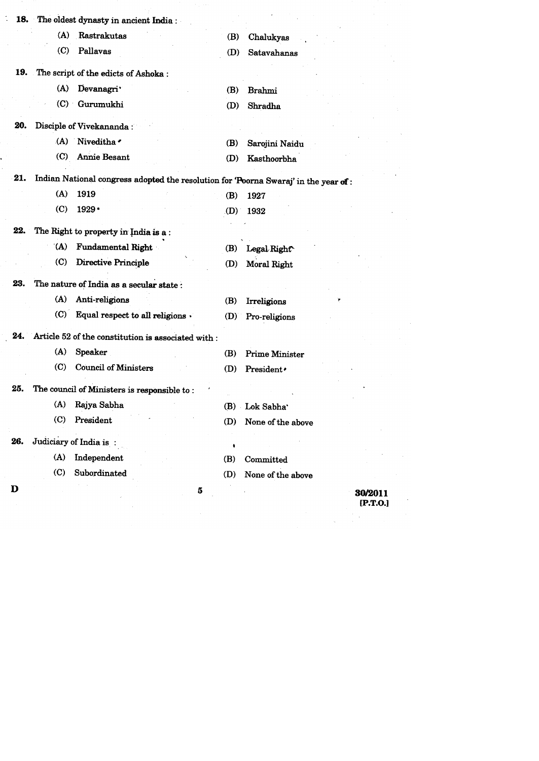18. The oldest dynasty in ancient India :

(A) Rastrakutas
(B) Chalukyas
(C) Pallavas
(D) Satavahanas

19. The script of the edicts of Ashoka :

(A) Devanagri
(B) Brahmi
(C) Gurumukhi
(D) Shradha

20. Disciple of Vivekananda :

(A) Niveditha
(B) Sarojini Naidu
(C) Annie Besant
(D) Kasthoorbha

21. Indian National congress adopted the resolution for 'Poorna Swaraj' in the year of :

(A) 1919
(B) 1927
(C) 1929
(D) 1932

22. The Right to property in India is a :

(A) Fundamental Right
(B) Legal Right
(C) Directive Principle
(D) Moral Right

23. The nature of India as a secular state :

(A) Anti-religions
(B) Irreligions
(C) Equal respect to all religions
(D) Pro-religions

24. Article 52 of the constitution is associated with :

(A) Speaker
(B) Prime Minister
(C) Council of Ministers
(D) President

25. The council of Ministers is responsible to :

(A) Rajya Sabha
(B) Lok Sabha
(C) President
(D) None of the above

26. Judiciary of India is :

(A) Independent
(B) Committed
(C) Subordinated
(D) None of the above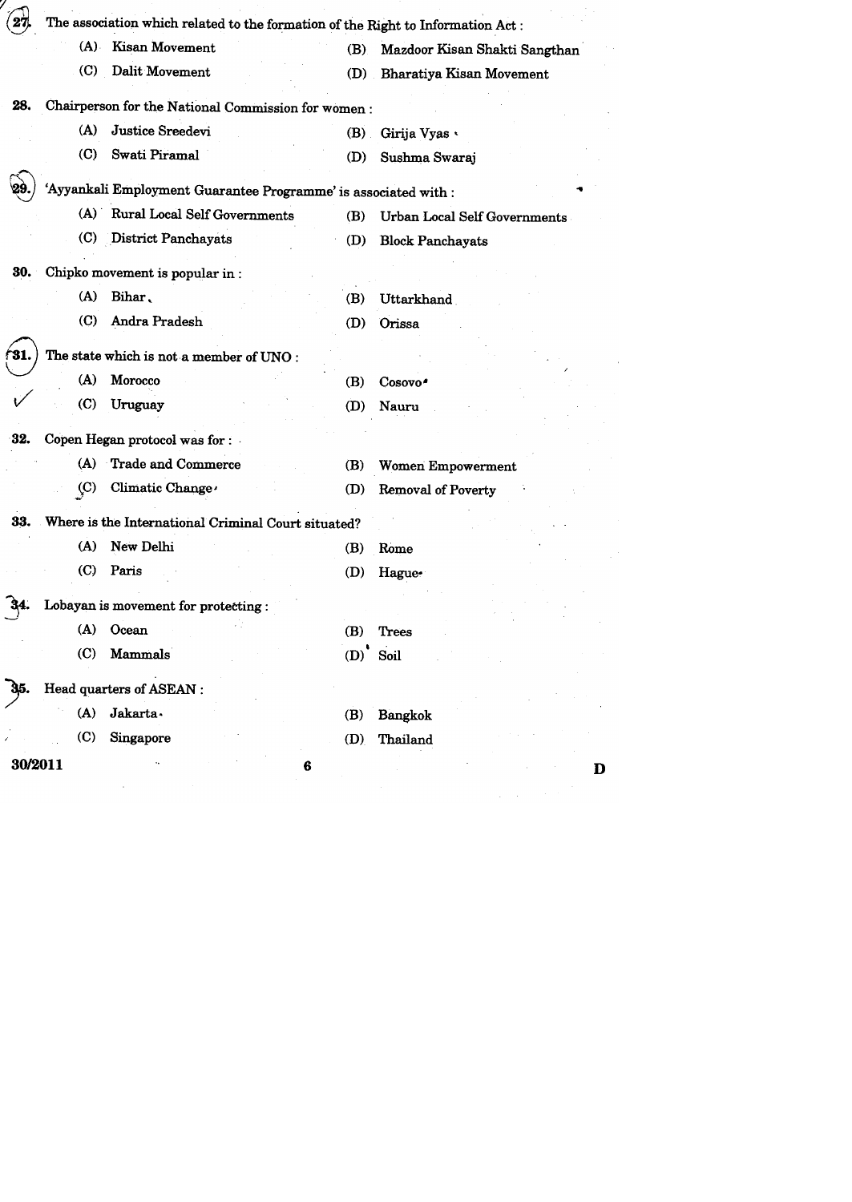27. The association which related to the formation of the Right to Information Act :

(A) Kisan Movement (B) Mazdoor Kisan Shakti Sangthan

(C) Dalit Movement (D) Bharatiya Kisan Movement

28. Chairperson for the National Commission for women :

(A) Justice Sreedevi (B) Girija Vyas

(C) Swati Piramal (D) Sushma Swaraj

29. 'Ayyankali Employment Guarantee Programme' is associated with :

(A) Rural Local Self Governments (B) Urban Local Self Governments

(C) District Panchayats (D) Block Panchayats

30. Chipko movement is popular in :

(A) Bihar (B) Uttarkhand

(C) Andra Pradesh (D) Orissa

31. The state which is not a member of UNO :

(A) Morocco (B) Cosovo

(C) Uruguay (D) Nauru

32. Copen Hegan protocol was for :

(A) Trade and Commerce (B) Women Empowerment

(C) Climatic Change (D) Removal of Poverty

33. Where is the International Criminal Court situated?

(A) New Delhi (B) Rome

(C) Paris (D) Hague

34. Lobayan is movement for protecting :

(A) Ocean (B) Trees

(C) Mammals (D) Soil

35. Head quarters of ASEAN :

(A) Jakarta (B) Bangkok

(C) Singapore (D) Thailand

30/2011 D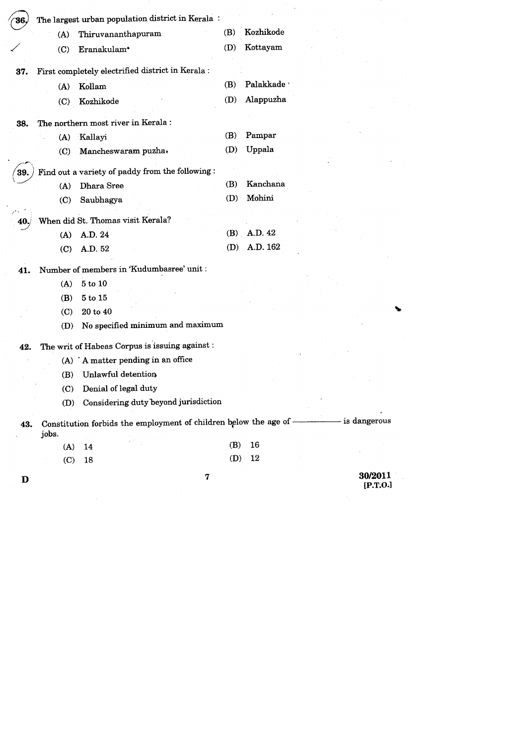36. The largest urban population district in Kerala :

(A) Thiruvananthapuram  (B) Kozhikode

(C) Eranakulam*  (D) Kottayam

37. First completely electrified district in Kerala :

(A) Kollam  (B) Palakkade

(C) Kozhikode  (D) Alappuzha

38. The northern most river in Kerala :

(A) Kallayi  (B) Pampar

(C) Mancheswaram puzha.  (D) Uppala

39. Find out a variety of paddy from the following :

(A) Dhara Sree  (B) Kanchana

(C) Saubhagya  (D) Mohini

40. When did St. Thomas visit Kerala?

(A) A.D. 24  (B) A.D. 42

(C) A.D. 52  (D) A.D. 162

41. Number of members in 'Kudumbasree' unit :

(A) 5 to 10

(B) 5 to 15

(C) 20 to 40

(D) No specified minimum and maximum

42. The writ of Habeas Corpus is issuing against :

(A) A matter pending in an office

(B) Unlawful detention

(C) Denial of legal duty

(D) Considering duty beyond jurisdiction

43. Constitution forbids the employment of children below the age of ———— is dangerous jobs.

(A) 14  (B) 16

(C) 18  (D) 12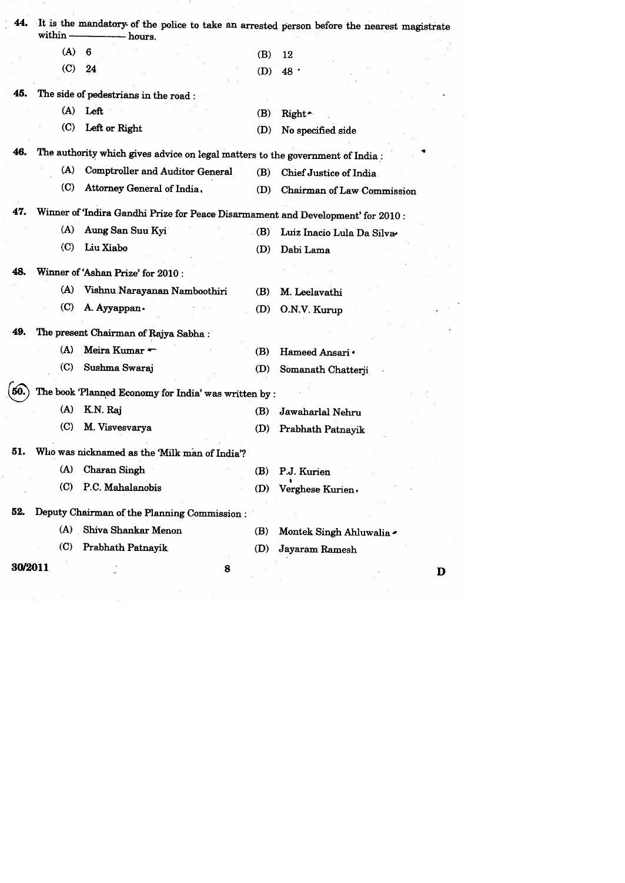44. It is the mandatory of the police to take an arrested person before the nearest magistrate within ———— hours.

(A) 6 (B) 12

(C) 24 (D) 48

45. The side of pedestrians in the road :

(A) Left (B) Right

(C) Left or Right (D) No specified side

46. The authority which gives advice on legal matters to the government of India :

(A) Comptroller and Auditor General (B) Chief Justice of India

(C) Attorney General of India (D) Chairman of Law Commission

47. Winner of 'Indira Gandhi Prize for Peace Disarmament and Development' for 2010 :

(A) Aung San Suu Kyi (B) Luiz Inacio Lula Da Silva

(C) Liu Xiabo (D) Dabi Lama

48. Winner of 'Ashan Prize' for 2010 :

(A) Vishnu Narayanan Namboothiri (B) M. Leelavathi

(C) A. Ayyappan (D) O.N.V. Kurup

49. The present Chairman of Rajya Sabha :

(A) Meira Kumar (B) Hameed Ansari

(C) Sushma Swaraj (D) Somanath Chatterji

50. The book 'Planned Economy for India' was written by :

(A) K.N. Raj (B) Jawaharlal Nehru

(C) M. Visvesvarya (D) Prabhath Patnayik

51. Who was nicknamed as the 'Milk man of India'?

(A) Charan Singh (B) P.J. Kurien

(C) P.C. Mahalanobis (D) Verghese Kurien

52. Deputy Chairman of the Planning Commission :

(A) Shiva Shankar Menon (B) Montek Singh Ahluwalia

(C) Prabhath Patnayik (D) Jayaram Ramesh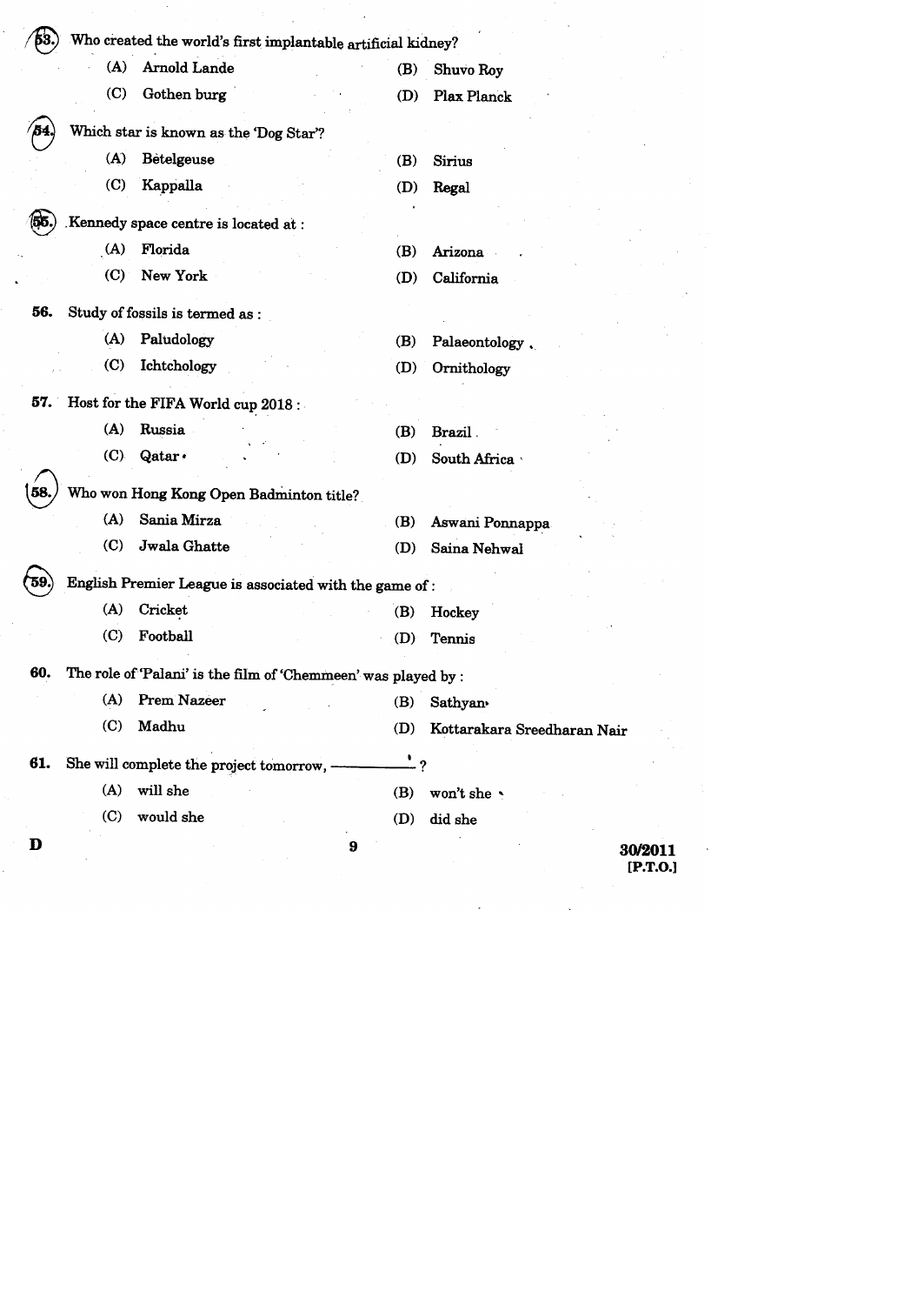53. Who created the world's first implantable artificial kidney?

(A) Arnold Lande
(B) Shuvo Roy
(C) Gothen burg
(D) Plax Planck

54. Which star is known as the 'Dog Star'?

(A) Betelgeuse
(B) Sirius
(C) Kappalla
(D) Regal

55. Kennedy space centre is located at :

(A) Florida
(B) Arizona
(C) New York
(D) California

56. Study of fossils is termed as :

(A) Paludology
(B) Palaeontology
(C) Ichtchology
(D) Ornithology

57. Host for the FIFA World cup 2018 :

(A) Russia
(B) Brazil
(C) Qatar
(D) South Africa

58. Who won Hong Kong Open Badminton title?

(A) Sania Mirza
(B) Aswani Ponnappa
(C) Jwala Ghatte
(D) Saina Nehwal

59. English Premier League is associated with the game of :

(A) Cricket
(B) Hockey
(C) Football
(D) Tennis

60. The role of 'Palani' is the film of 'Chemmeen' was played by :

(A) Prem Nazeer
(B) Sathyan
(C) Madhu
(D) Kottarakara Sreedharan Nair

61. She will complete the project tomorrow, ———— ?

(A) will she
(B) won't she
(C) would she
(D) did she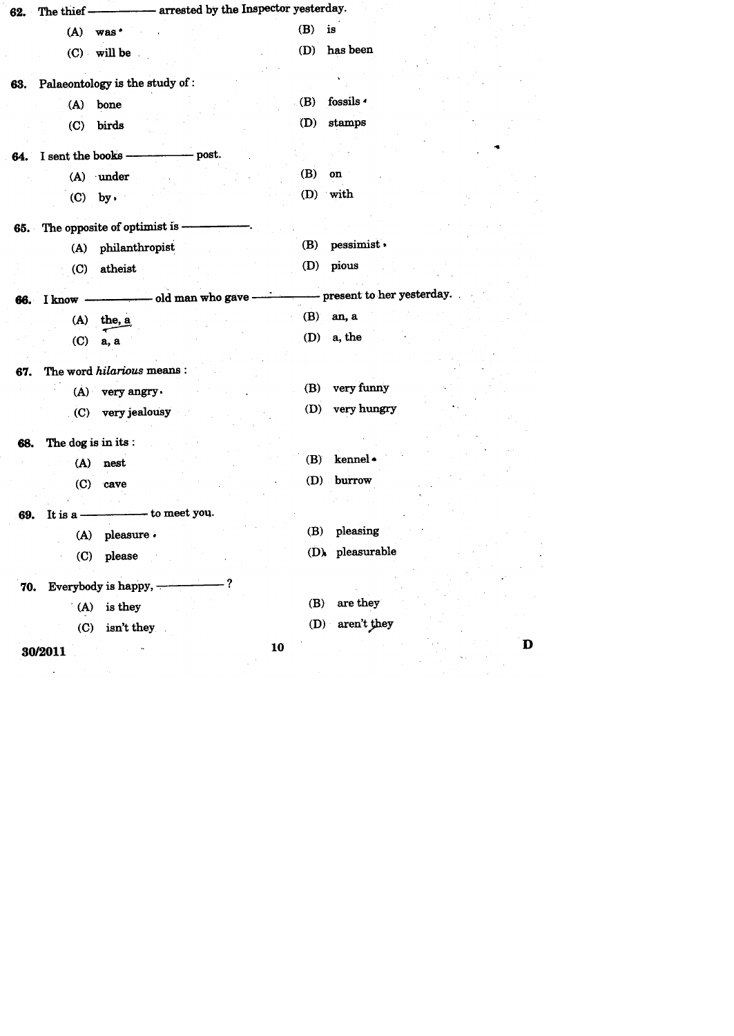62. The thief ———— arrested by the Inspector yesterday.

(A) was
(B) is
(C) will be
(D) has been

63. Palaeontology is the study of :

(A) bone
(B) fossils
(C) birds
(D) stamps

64. I sent the books ———— post.

(A) under
(B) on
(C) by
(D) with

65. The opposite of optimist is ————.

(A) philanthropist
(B) pessimist
(C) atheist
(D) pious

66. I know ———— old man who gave ———— present to her yesterday.

(A) the, a
(B) an, a
(C) a, a
(D) a, the

67. The word *hilarious* means :

(A) very angry
(B) very funny
(C) very jealousy
(D) very hungry

68. The dog is in its :

(A) nest
(B) kennel
(C) cave
(D) burrow

69. It is a ———— to meet you.

(A) pleasure
(B) pleasing
(C) please
(D) pleasurable

70. Everybody is happy, ————?

(A) is they
(B) are they
(C) isn't they
(D) aren't they

30/2011

D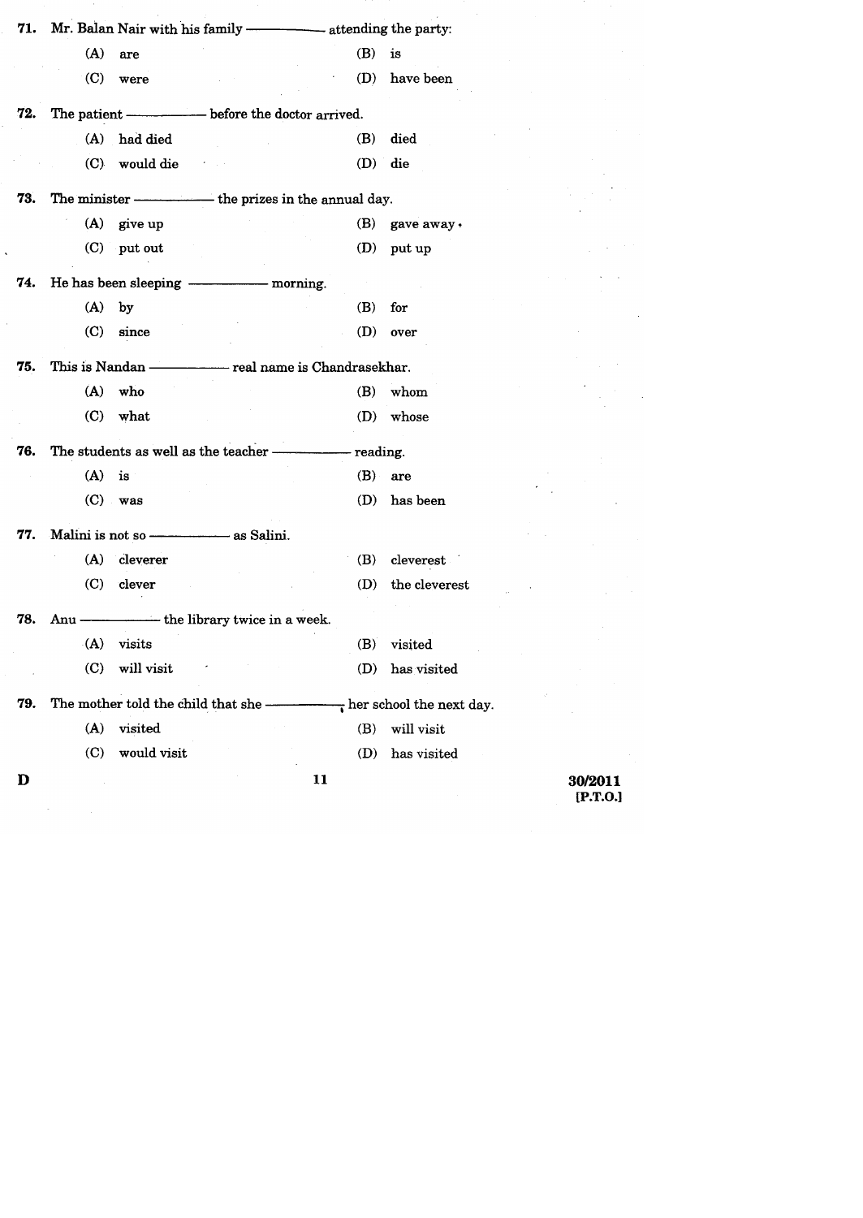71. Mr. Balan Nair with his family ———— attending the party:

(A) are
(B) is
(C) were
(D) have been

72. The patient ———— before the doctor arrived.

(A) had died
(B) died
(C) would die
(D) die

73. The minister ———— the prizes in the annual day.

(A) give up
(B) gave away
(C) put out
(D) put up

74. He has been sleeping ———— morning.

(A) by
(B) for
(C) since
(D) over

75. This is Nandan ———— real name is Chandrasekhar.

(A) who
(B) whom
(C) what
(D) whose

76. The students as well as the teacher ———— reading.

(A) is
(B) are
(C) was
(D) has been

77. Malini is not so ———— as Salini.

(A) cleverer
(B) cleverest
(C) clever
(D) the cleverest

78. Anu ———— the library twice in a week.

(A) visits
(B) visited
(C) will visit
(D) has visited

79. The mother told the child that she ———— her school the next day.

(A) visited
(B) will visit
(C) would visit
(D) has visited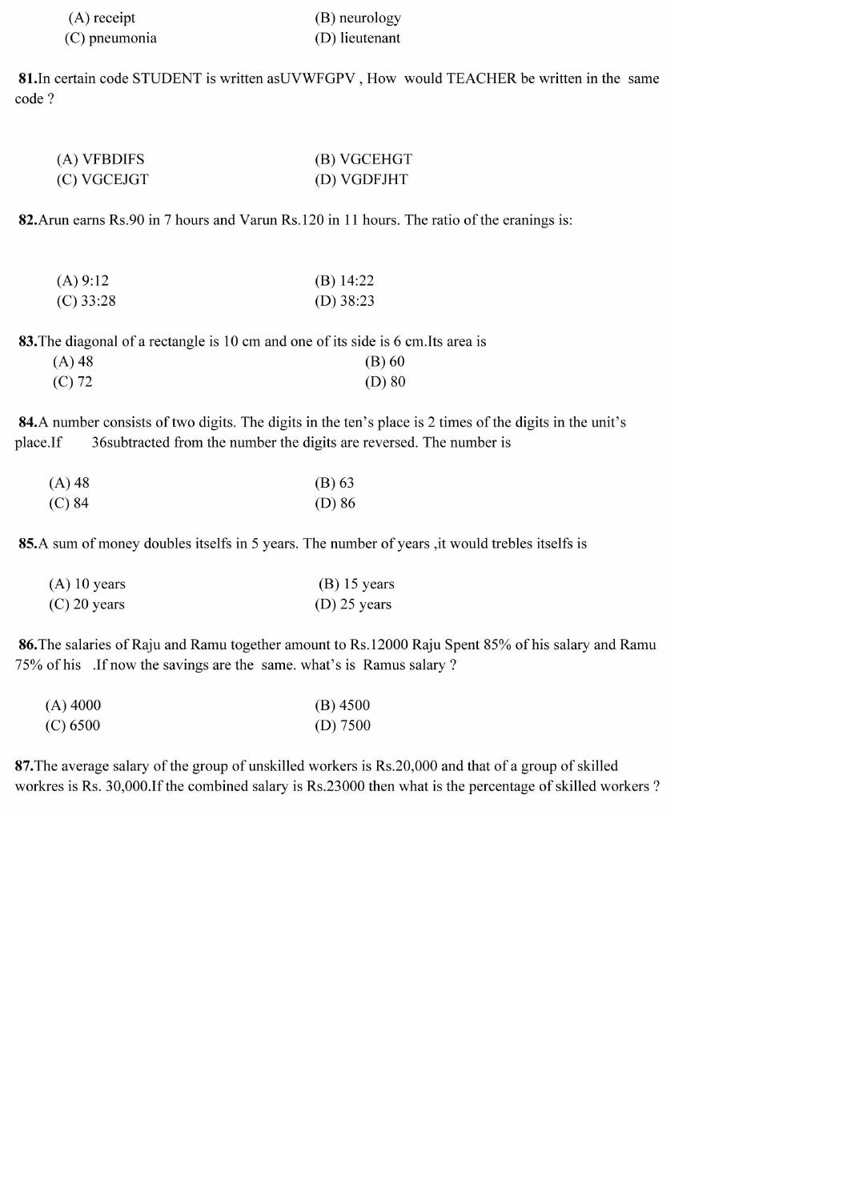(A) receipt  
(B) neurology  
(C) pneumonia  
(D) lieutenant

**81.**In certain code STUDENT is written asUVWFGPV , How would TEACHER be written in the same code ?

(A) VFBDIFS  
(B) VGCEHGT  
(C) VGCEJGT  
(D) VGDFJHT

**82.**Arun earns Rs.90 in 7 hours and Varun Rs.120 in 11 hours. The ratio of the eranings is:

(A) 9:12  
(B) 14:22  
(C) 33:28  
(D) 38:23

**83.**The diagonal of a rectangle is 10 cm and one of its side is 6 cm.Its area is

(A) 48  
(B) 60  
(C) 72  
(D) 80

**84.**A number consists of two digits. The digits in the ten's place is 2 times of the digits in the unit's place.If 36subtracted from the number the digits are reversed. The number is

(A) 48  
(B) 63  
(C) 84  
(D) 86

**85.**A sum of money doubles itselfs in 5 years. The number of years ,it would trebles itselfs is

(A) 10 years  
(B) 15 years  
(C) 20 years  
(D) 25 years

**86.**The salaries of Raju and Ramu together amount to Rs.12000 Raju Spent 85% of his salary and Ramu 75% of his .If now the savings are the same. what's is Ramus salary ?

(A) 4000  
(B) 4500  
(C) 6500  
(D) 7500

**87.**The average salary of the group of unskilled workers is Rs.20,000 and that of a group of skilled workres is Rs. 30,000.If the combined salary is Rs.23000 then what is the percentage of skilled workers ?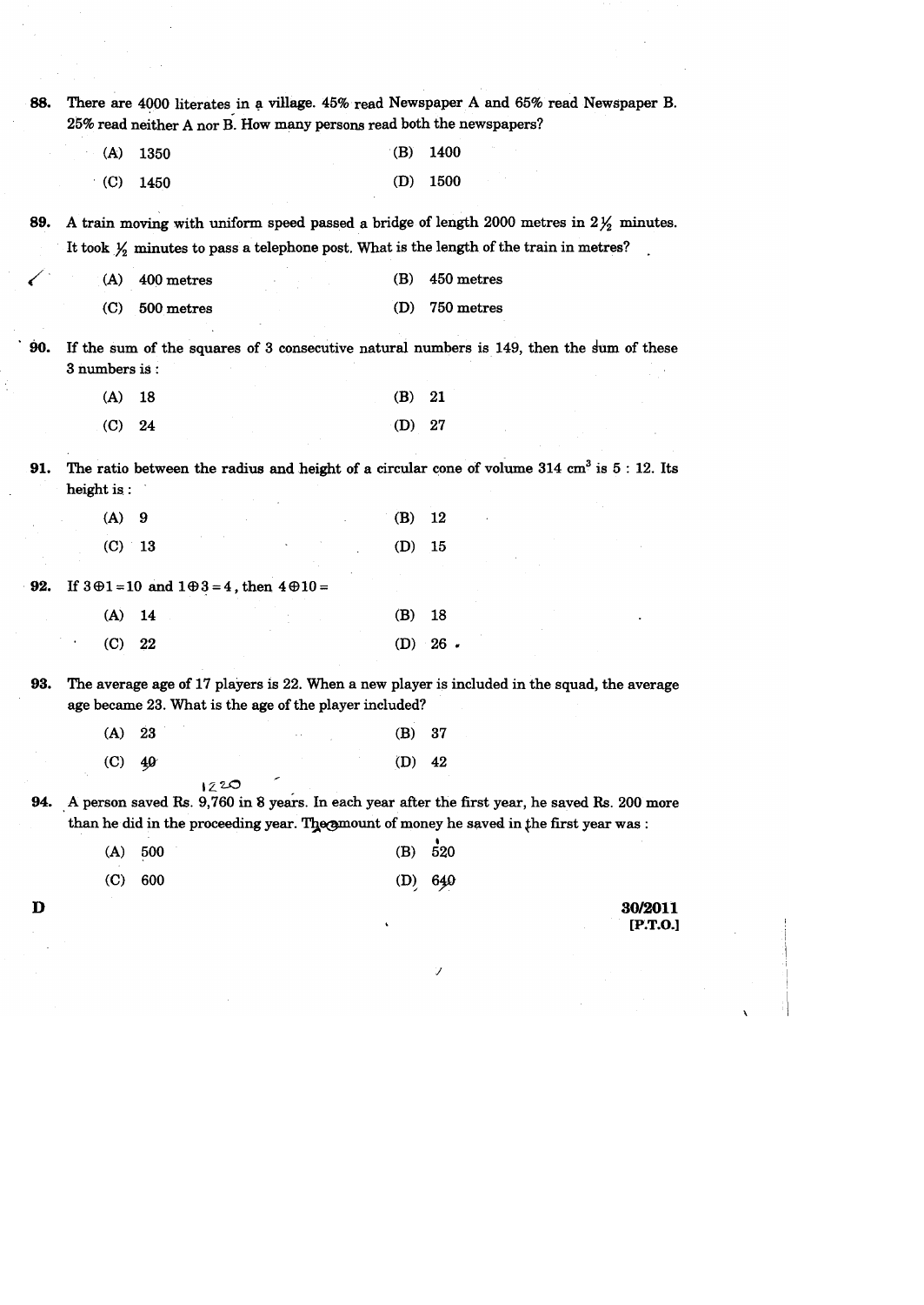88. There are 4000 literates in a village. 45% read Newspaper A and 65% read Newspaper B. 25% read neither A nor B. How many persons read both the newspapers?

(A) 1350 (B) 1400

(C) 1450 (D) 1500

89. A train moving with uniform speed passed a bridge of length 2000 metres in $2\frac{1}{2}$ minutes. It took $\frac{1}{2}$ minutes to pass a telephone post. What is the length of the train in metres?

(A) 400 metres (B) 450 metres

(C) 500 metres (D) 750 metres

90. If the sum of the squares of 3 consecutive natural numbers is 149, then the sum of these 3 numbers is :

(A) 18 (B) 21

(C) 24 (D) 27

91. The ratio between the radius and height of a circular cone of volume 314 $cm^3$ is 5 : 12. Its height is :

(A) 9 (B) 12

(C) 13 (D) 15

92. If $3 \oplus 1 = 10$ and $1 \oplus 3 = 4$, then $4 \oplus 10 =$

(A) 14 (B) 18

(C) 22 (D) 26

93. The average age of 17 players is 22. When a new player is included in the squad, the average age became 23. What is the age of the player included?

(A) 23 (B) 37

(C) 40 (D) 42

94. A person saved Rs. 9,760 in 8 years. In each year after the first year, he saved Rs. 200 more than he did in the proceeding year. The amount of money he saved in the first year was :

(A) 500 (B) 520

(C) 600 (D) 640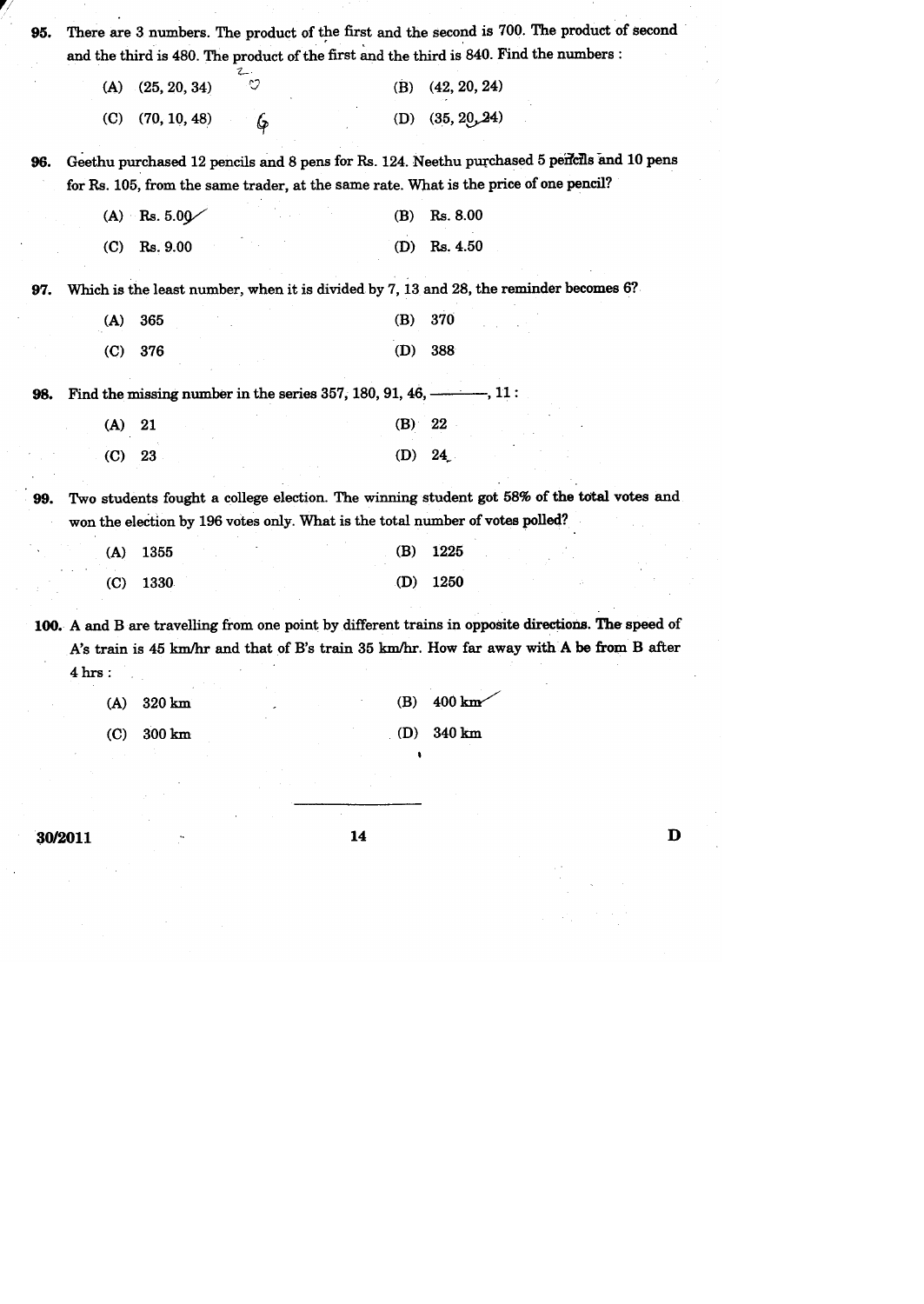95. There are 3 numbers. The product of the first and the second is 700. The product of second and the third is 480. The product of the first and the third is 840. Find the numbers :

(A) (25, 20, 34)
(B) (42, 20, 24)
(C) (70, 10, 48)
(D) (35, 20, 24)

96. Geethu purchased 12 pencils and 8 pens for Rs. 124. Neethu purchased 5 pencils and 10 pens for Rs. 105, from the same trader, at the same rate. What is the price of one pencil?

(A) Rs. 5.00
(B) Rs. 8.00
(C) Rs. 9.00
(D) Rs. 4.50

97. Which is the least number, when it is divided by 7, 13 and 28, the reminder becomes 6?

(A) 365
(B) 370
(C) 376
(D) 388

98. Find the missing number in the series 357, 180, 91, 46, ———, 11 :

(A) 21
(B) 22
(C) 23
(D) 24

99. Two students fought a college election. The winning student got 58% of the total votes and won the election by 196 votes only. What is the total number of votes polled?

(A) 1355
(B) 1225
(C) 1330
(D) 1250

100. A and B are travelling from one point by different trains in opposite directions. The speed of A's train is 45 km/hr and that of B's train 35 km/hr. How far away with A be from B after 4 hrs :

(A) 320 km
(B) 400 km
(C) 300 km
(D) 340 km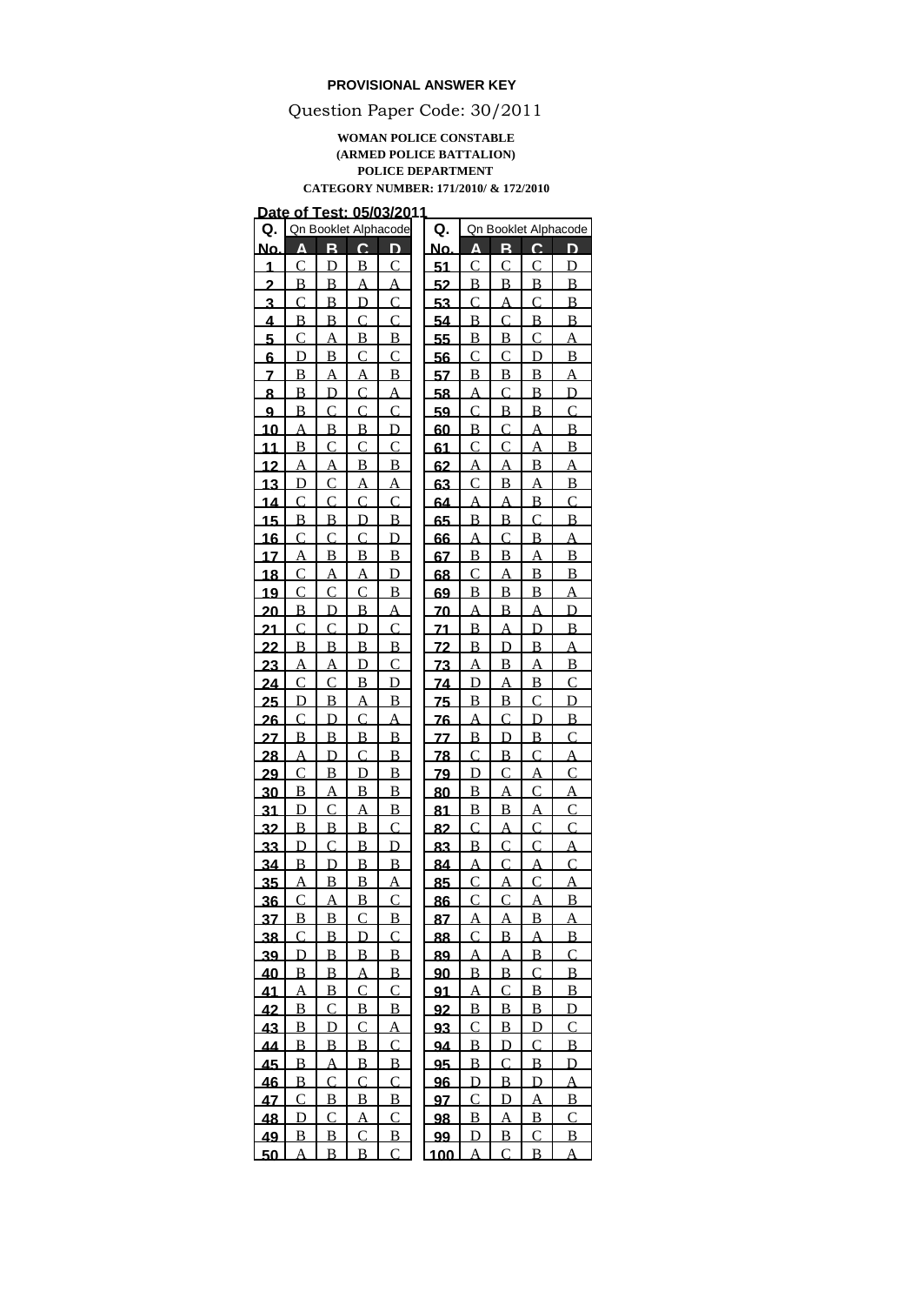**PROVISIONAL ANSWER KEY**

Question Paper Code: 30/2011

**WOMAN POLICE CONSTABLE**
**(ARMED POLICE BATTALION)**
**POLICE DEPARTMENT**
**CATEGORY NUMBER: 171/2010/ & 172/2010**

**Date of Test: 05/03/2011**

| Q. | Qn Booklet Alphacode | | | | Q. | Qn Booklet Alphacode | | | |
|---|---|---|---|---|---|---|---|---|---|
| No. | A | B | C | D | No. | A | B | C | D |
| 1 | C | D | B | C | 51 | C | C | C | D |
| 2 | B | B | A | A | 52 | B | B | B | B |
| 3 | C | B | D | C | 53 | C | A | C | B |
| 4 | B | B | C | C | 54 | B | C | B | B |
| 5 | C | A | B | B | 55 | B | B | C | A |
| 6 | D | B | C | C | 56 | C | C | D | B |
| 7 | B | A | A | B | 57 | B | B | B | A |
| 8 | B | D | C | A | 58 | A | C | B | D |
| 9 | B | C | C | C | 59 | C | B | B | C |
| 10 | A | B | B | D | 60 | B | C | A | B |
| 11 | B | C | C | C | 61 | C | C | A | B |
| 12 | A | A | B | B | 62 | A | A | B | A |
| 13 | D | C | A | A | 63 | C | B | A | B |
| 14 | C | C | C | C | 64 | A | A | B | C |
| 15 | B | B | D | B | 65 | B | B | C | B |
| 16 | C | C | C | D | 66 | A | C | B | A |
| 17 | A | B | B | B | 67 | B | B | A | B |
| 18 | C | A | A | D | 68 | C | A | B | B |
| 19 | C | C | C | B | 69 | B | B | B | A |
| 20 | B | D | B | A | 70 | A | B | A | D |
| 21 | C | C | D | C | 71 | B | A | D | B |
| 22 | B | B | B | B | 72 | B | D | B | A |
| 23 | A | A | D | C | 73 | A | B | A | B |
| 24 | C | C | B | D | 74 | D | A | B | C |
| 25 | D | B | A | B | 75 | B | B | C | D |
| 26 | C | D | C | A | 76 | A | C | D | B |
| 27 | B | B | B | B | 77 | B | D | B | C |
| 28 | A | D | C | B | 78 | C | B | C | A |
| 29 | C | B | D | B | 79 | D | C | A | C |
| 30 | B | A | B | B | 80 | B | A | C | A |
| 31 | D | C | A | B | 81 | B | B | A | C |
| 32 | B | B | B | C | 82 | C | A | C | C |
| 33 | D | C | B | D | 83 | B | C | C | A |
| 34 | B | D | B | B | 84 | A | C | A | C |
| 35 | A | B | B | A | 85 | C | A | C | A |
| 36 | C | A | B | C | 86 | C | C | A | B |
| 37 | B | B | C | B | 87 | A | A | B | A |
| 38 | C | B | D | C | 88 | C | B | A | B |
| 39 | D | B | B | B | 89 | A | A | B | C |
| 40 | B | B | A | B | 90 | B | B | C | B |
| 41 | A | B | C | C | 91 | A | C | B | B |
| 42 | B | C | B | B | 92 | B | B | B | D |
| 43 | B | D | C | A | 93 | C | B | D | C |
| 44 | B | B | B | C | 94 | B | D | C | B |
| 45 | B | A | B | B | 95 | B | C | B | D |
| 46 | B | C | C | C | 96 | D | B | D | A |
| 47 | C | B | B | B | 97 | C | D | A | B |
| 48 | D | C | A | C | 98 | B | A | B | C |
| 49 | B | B | C | B | 99 | D | B | C | B |
| 50 | A | B | B | C | 100 | A | C | B | A |